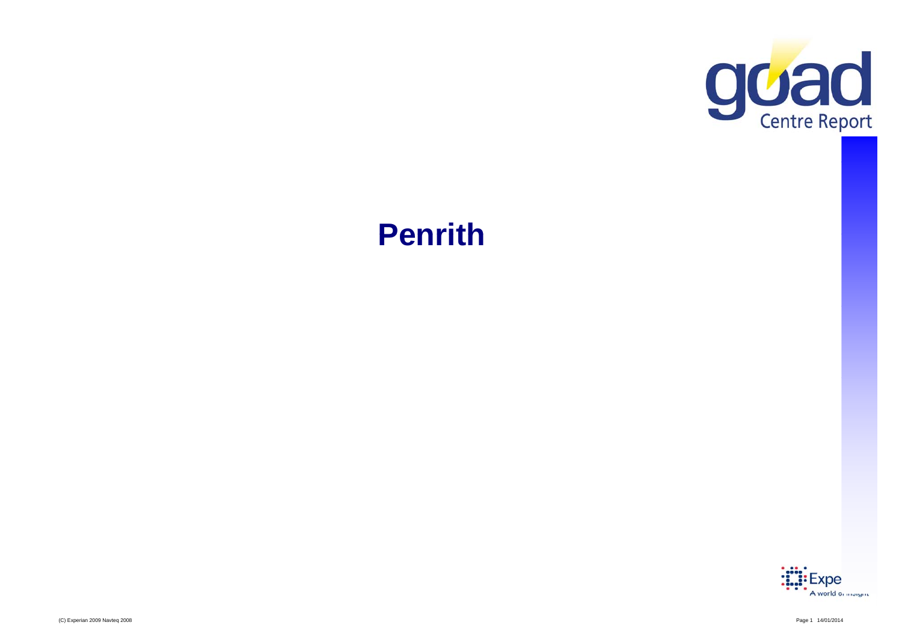goad Centre Report

# Penrith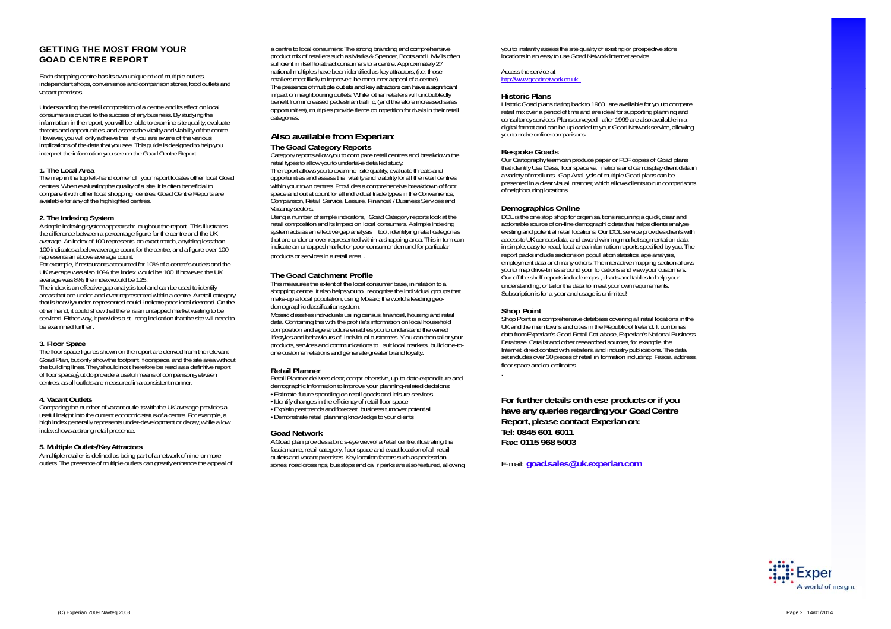## GETTING THE MOST FROM YOUR GOAD CENTRE REPORT

Each shopping centre has its own unique mix of multiple outlets, independent shops, convenience and comparison stores, food outlets and vacant premises.

Understanding the retail composition of a centre and its effect on local consumers is crucial to the success of any business. By studying the information in the report, you will be able to examine site quality, evaluate threats and opportunities, and assess the vitality and viability of the centre. However, you will only achieve this if you are aware of the various implications of the data that you see. This guide is designed to help you interpret the information you see on the Goad Centre Report.

### 1. The Local Area

The map in the top left-hand corner of your report locates other local Goad centres. When evaluating the quality of a site, it is often beneficial to compare it with other local shopping centres. Goad Centre Reports are available for any of the highlighted centres.

### 2. The Indexing System

A simple indexing system appears throughout the report. This illustrates the difference between a percentage figure for the centre and the UK average. An index of 100 represents an exact match, anything less than 100 indicates a below average count for the centre, and a figure over 100 represents an above average count.

For example, if restaurants accounted for 10% of a centre's outlets and the UK average was also 10%, the index would be 100. If however, the UK average was 8%, the index would be 125.

The index is an effective gap analysis tool and can be used to identify areas that are under and over represented within a centre. A retail category that is heavily under represented could indicate poor local demand. On the other hand, it could show that there is an untapped market waiting to be serviced. Either way, it provides a strong indication that the site will need to be examined further.

### 3. Floor Space

The floor space figures shown on the report are derived from the relevant Goad Plan, but only show the footprint floorspace, and the site area without the building lines. They should not therefore be read as a definitive report of floor space, but do provide a useful means of comparison between centres, as all outlets are measured in a consistent manner.

### 4. Vacant Outlets

Comparing the number of vacant outlets with the UK average provides a useful insight into the current economic status of a centre. For example, a high index generally represents under-development or decay, while a low index shows a strong retail presence.

### 5. Multiple Outlets/Key Attractors

A multiple retailer is defined as being part of a network of nine or more outlets. The presence of multiple outlets can greatly enhance the appeal of a centre to local consumers. The strong branding and comprehensive product mix of retailers such as Marks & Spencer, Boots and HMV is often sufficient in itself to attract consumers to a centre. Approximately 27 national multiples have been identified as key attractors, (i.e. those retailers most likely to improve the consumer appeal of a centre). The presence of multiple outlets and key attractors can have a significant impact on neighbouring outlets: While other retailers will undoubtedly benefit from increased pedestrian traffic, (and therefore increased sales opportunities), multiples provide fierce competition for rivals in their retail categories.

## Also available from Experian:

### The Goad Category Reports

Category reports allow you to compare retail centres and breakdown the retail types to allow you to undertake detailed study.

The report allows you to examine site quality, evaluate threats and opportunities and assess the vitality and viability for all the retail centres within your town centres. Provides a comprehensive breakdown of floor space and outlet count for all individual trade types in the Convenience, Comparison, Retail Service, Leisure, Financial / Business Services and Vacancy sectors.

Using a number of simple indicators, Goad Category reports look at the retail composition and its impact on local consumers. A simple indexing system acts as an effective gap analysis tool, identifying retail categories that are under or over represented within a shopping area. This in turn can indicate an untapped market or poor consumer demand for particular products or services in a retail area.

### The Goad Catchment Profile

This measures the extent of the local consumer base, in relation to a shopping centre. It also helps you to recognise the individual groups that make-up a local population, using Mosaic, the world's leading geo-demographic classification system.

Mosaic classifies individuals using census, financial, housing and retail data. Combining this with the profile's information on local household composition and age structure enables you to understand the varied lifestyles and behaviours of individual customers. You can then tailor your products, services and communications to suit local markets, build one-to-one customer relations and generate greater brand loyalty.

### Retail Planner

Retail Planner delivers clear, comprehensive, up-to-date expenditure and demographic information to improve your planning-related decisions:

- Estimate future spending on retail goods and leisure services
- Identify changes in the efficiency of retail floor space
- Explain past trends and forecast business turnover potential
- Demonstrate retail planning knowledge to your clients

### Goad Network

A Goad plan provides a birds-eye view of a retail centre, illustrating the fascia name, retail category, floor space and exact location of all retail outlets and vacant premises. Key location factors such as pedestrian zones, road crossings, bus stops and car parks are also featured, allowing you to instantly assess the site quality of existing or prospective store locations in an easy to use Goad Network internet service.

Access the service at
http://www.goadnetwork.co.uk

### Historic Plans

Historic Goad plans dating back to 1968 are available for you to compare retail mix over a period of time and are ideal for supporting planning and consultancy services. Plans surveyed after 1999 are also available in a digital format and can be uploaded to your Goad Network service, allowing you to make online comparisons.

### Bespoke Goads

Our Cartography team can produce paper or PDF copies of Goad plans that identify Use Class, floor space variations and can display client data in a variety of mediums. Gap Analysis of multiple Goad plans can be presented in a clear visual manner, which allows clients to run comparisons of neighbouring locations

### Demographics Online

DOL is the one stop shop for organisations requiring a quick, clear and actionable source of on-line demographic data that helps clients analyse existing and potential retail locations. Our DOL service provides clients with access to UK census data, and award winning market segmentation data in simple, easy to read, local area information reports specified by you. The report packs include sections on population statistics, age analysis, employment data and many others. The interactive mapping section allows you to map drive-times around your locations and view your customers. Our off the shelf reports include maps, charts and tables to help your understanding; or tailor the data to meet your own requirements. Subscription is for a year and usage is unlimited!

### Shop Point

Shop Point is a comprehensive database covering all retail locations in the UK and the main towns and cities in the Republic of Ireland. It combines data from Experian's Goad Retail Database, Experian's National Business Database. Catalist and other researched sources, for example, the Internet, direct contact with retailers, and industry publications. The data set includes over 30 pieces of retail information including: Fascia, address, floor space and co-ordinates.

**For further details on these products or if you have any queries regarding your Goad Centre Report, please contact Experian on:**
**Tel: 0845 601 6011**
**Fax: 0115 968 5003**

E-mail: **goad.sales@uk.experian.com**

Experian
A world of insight

(C) Experian 2009 Navteq 2008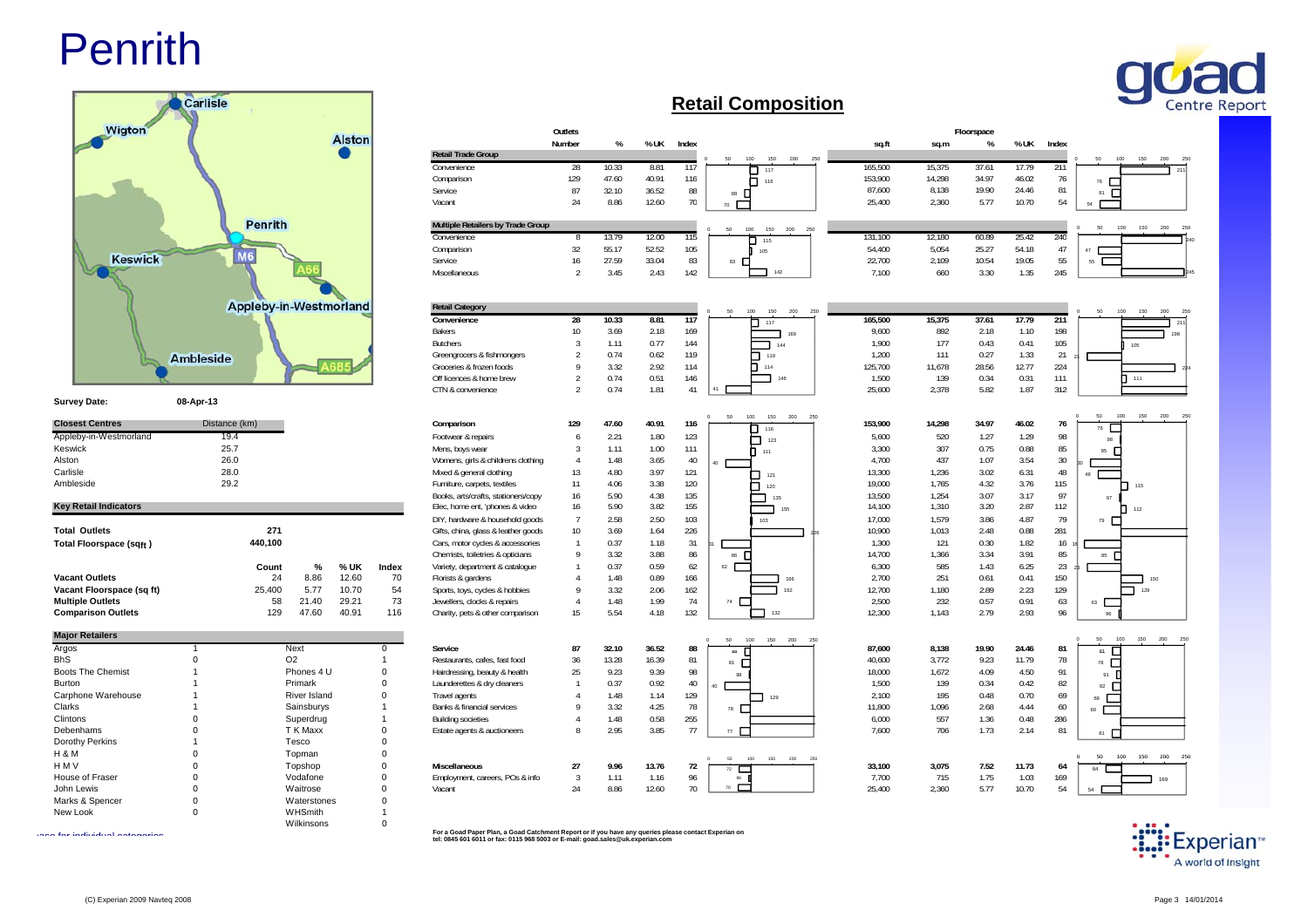# Penrith

Carlisle, Wigton, Alston, Penrith, Keswick, M6, A66, Appleby-in-Westmorland, Ambleside, A685

**Survey Date:** 08-Apr-13

| Closest Centres | Distance (km) |
|---|---|
| Appleby-in-Westmorland | 19.4 |
| Keswick | 25.7 |
| Alston | 26.0 |
| Carlisle | 28.0 |
| Ambleside | 29.2 |

## Key Retail Indicators

| | | | | |
|---|---|---|---|---|
| **Total Outlets** | 271 | | | |
| **Total Floorspace (sqft)** | 440,100 | | | |

| | Count | % | % UK | Index |
|---|---|---|---|---|
| **Vacant Outlets** | 24 | 8.86 | 12.60 | 70 |
| **Vacant Floorspace (sq ft)** | 25,400 | 5.77 | 10.70 | 54 |
| **Multiple Outlets** | 58 | 21.40 | 29.21 | 73 |
| **Comparison Outlets** | 129 | 47.60 | 40.91 | 116 |

## Major Retailers

| Retailer | Count | Retailer | Count |
|---|---|---|---|
| Argos | 1 | Next | 0 |
| BhS | 0 | O2 | 1 |
| Boots The Chemist | 1 | Phones 4 U | 0 |
| Burton | 1 | Primark | 0 |
| Carphone Warehouse | 1 | River Island | 0 |
| Clarks | 1 | Sainsburys | 1 |
| Clintons | 0 | Superdrug | 1 |
| Debenhams | 0 | T K Maxx | 0 |
| Dorothy Perkins | 1 | Tesco | 0 |
| H & M | 0 | Topman | 0 |
| H M V | 0 | Topshop | 0 |
| House of Fraser | 0 | Vodafone | 0 |
| John Lewis | 0 | Waitrose | 0 |
| Marks & Spencer | 0 | Waterstones | 0 |
| New Look | 0 | WHSmith | 1 |
| | | Wilkinsons | 0 |

## Retail Composition

| | Outlets Number | % | %UK | Index | Floorspace sq.ft | sq.m | % | %UK | Index |
|---|---|---|---|---|---|---|---|---|---|
| **Retail Trade Group** | | | | | | | | | |
| Convenience | 28 | 10.33 | 8.81 | 117 | 165,500 | 15,375 | 37.61 | 17.79 | 211 |
| Comparison | 129 | 47.60 | 40.91 | 116 | 153,900 | 14,298 | 34.97 | 46.02 | 76 |
| Service | 87 | 32.10 | 36.52 | 88 | 87,600 | 8,138 | 19.90 | 24.46 | 81 |
| Vacant | 24 | 8.86 | 12.60 | 70 | 25,400 | 2,360 | 5.77 | 10.70 | 54 |
| **Multiple Retailers by Trade Group** | | | | | | | | | |
| Convenience | 8 | 13.79 | 12.00 | 115 | 131,100 | 12,180 | 60.89 | 25.42 | 240 |
| Comparison | 32 | 55.17 | 52.52 | 105 | 54,400 | 5,054 | 25.27 | 54.18 | 47 |
| Service | 16 | 27.59 | 33.04 | 83 | 22,700 | 2,109 | 10.54 | 19.05 | 55 |
| Miscellaneous | 2 | 3.45 | 2.43 | 142 | 7,100 | 660 | 3.30 | 1.35 | 245 |
| **Retail Category** | | | | | | | | | |
| **Convenience** | **28** | **10.33** | **8.81** | **117** | **165,500** | **15,375** | **37.61** | **17.79** | **211** |
| Bakers | 10 | 3.69 | 2.18 | 169 | 9,600 | 892 | 2.18 | 1.10 | 198 |
| Butchers | 3 | 1.11 | 0.77 | 144 | 1,900 | 177 | 0.43 | 0.41 | 105 |
| Greengrocers & fishmongers | 2 | 0.74 | 0.62 | 119 | 1,200 | 111 | 0.27 | 1.33 | 21 |
| Groceries & frozen foods | 9 | 3.32 | 2.92 | 114 | 125,700 | 11,678 | 28.56 | 12.77 | 224 |
| Off licences & home brew | 2 | 0.74 | 0.51 | 146 | 1,500 | 139 | 0.34 | 0.31 | 111 |
| CTN & convenience | 2 | 0.74 | 1.81 | 41 | 25,600 | 2,378 | 5.82 | 1.87 | 312 |
| **Comparison** | **129** | **47.60** | **40.91** | **116** | **153,900** | **14,298** | **34.97** | **46.02** | **76** |
| Footwear & repairs | 6 | 2.21 | 1.80 | 123 | 5,600 | 520 | 1.27 | 1.29 | 98 |
| Mens, boys wear | 3 | 1.11 | 1.00 | 111 | 3,300 | 307 | 0.75 | 0.88 | 85 |
| Womens, girls & childrens clothing | 4 | 1.48 | 3.65 | 40 | 4,700 | 437 | 1.07 | 3.54 | 30 |
| Mixed & general clothing | 13 | 4.80 | 3.97 | 121 | 13,300 | 1,236 | 3.02 | 6.31 | 48 |
| Furniture, carpets, textiles | 11 | 4.06 | 3.38 | 120 | 19,000 | 1,765 | 4.32 | 3.76 | 115 |
| Books, arts/crafts, stationers/copy | 16 | 5.90 | 4.38 | 135 | 13,500 | 1,254 | 3.07 | 3.17 | 97 |
| Elec, home ent, 'phones & video | 16 | 5.90 | 3.82 | 155 | 14,100 | 1,310 | 3.20 | 2.87 | 112 |
| DIY, hardware & household goods | 7 | 2.58 | 2.50 | 103 | 17,000 | 1,579 | 3.86 | 4.87 | 79 |
| Gifts, china, glass & leather goods | 10 | 3.69 | 1.64 | 226 | 10,900 | 1,013 | 2.48 | 0.88 | 281 |
| Cars, motor cycles & accessories | 1 | 0.37 | 1.18 | 31 | 1,300 | 121 | 0.30 | 1.82 | 16 |
| Chemists, toiletries & opticians | 9 | 3.32 | 3.88 | 86 | 14,700 | 1,366 | 3.34 | 3.91 | 85 |
| Variety, department & catalogue | 1 | 0.37 | 0.59 | 62 | 6,300 | 585 | 1.43 | 6.25 | 23 |
| Florists & gardens | 4 | 1.48 | 0.89 | 166 | 2,700 | 251 | 0.61 | 0.41 | 150 |
| Sports, toys, cycles & hobbies | 9 | 3.32 | 2.06 | 162 | 12,700 | 1,180 | 2.89 | 2.23 | 129 |
| Jewellers, clocks & repairs | 4 | 1.48 | 1.99 | 74 | 2,500 | 232 | 0.57 | 0.91 | 63 |
| Charity, pets & other comparison | 15 | 5.54 | 4.18 | 132 | 12,300 | 1,143 | 2.79 | 2.93 | 96 |
| **Service** | **87** | **32.10** | **36.52** | **88** | **87,600** | **8,138** | **19.90** | **24.46** | **81** |
| Restaurants, cafes, fast food | 36 | 13.28 | 16.39 | 81 | 40,600 | 3,772 | 9.23 | 11.79 | 78 |
| Hairdressing, beauty & health | 25 | 9.23 | 9.39 | 98 | 18,000 | 1,672 | 4.09 | 4.50 | 91 |
| Launderettes & dry cleaners | 1 | 0.37 | 0.92 | 40 | 1,500 | 139 | 0.34 | 0.42 | 82 |
| Travel agents | 4 | 1.48 | 1.14 | 129 | 2,100 | 195 | 0.48 | 0.70 | 69 |
| Banks & financial services | 9 | 3.32 | 4.25 | 78 | 11,800 | 1,096 | 2.68 | 4.44 | 60 |
| Building societies | 4 | 1.48 | 0.58 | 255 | 6,000 | 557 | 1.36 | 0.48 | 286 |
| Estate agents & auctioneers | 8 | 2.95 | 3.85 | 77 | 7,600 | 706 | 1.73 | 2.14 | 81 |
| **Miscellaneous** | **27** | **9.96** | **13.76** | **72** | **33,100** | **3,075** | **7.52** | **11.73** | **64** |
| Employment, careers, POs & info | 3 | 1.11 | 1.16 | 96 | 7,700 | 715 | 1.75 | 1.03 | 169 |
| Vacant | 24 | 8.86 | 12.60 | 70 | 25,400 | 2,360 | 5.77 | 10.70 | 54 |

For a Goad Paper Plan, a Goad Catchment Report or if you have any queries please contact Experian on tel: 0845 601 6011 or fax: 0115 968 5003 or E-mail: goad.sales@uk.experian.com

(C) Experian 2009 Navteq 2008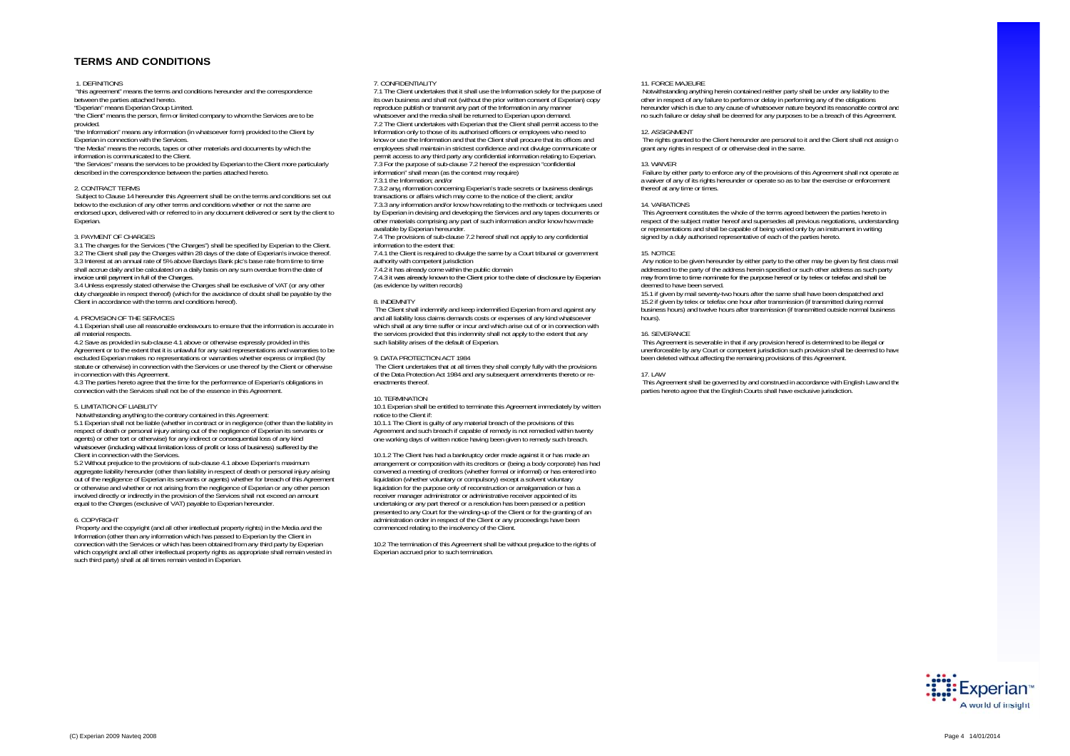## TERMS AND CONDITIONS

1. DEFINITIONS

"this agreement" means the terms and conditions hereunder and the correspondence between the parties attached hereto.

"Experian" means Experian Group Limited.

"the Client" means the person, firm or limited company to whom the Services are to be provided.

"the Information" means any information (in whatsoever form) provided to the Client by Experian in connection with the Services.

"the Media" means the records, tapes or other materials and documents by which the information is communicated to the Client.

"the Services" means the services to be provided by Experian to the Client more particularly described in the correspondence between the parties attached hereto.

2. CONTRACT TERMS

Subject to Clause 14 hereunder this Agreement shall be on the terms and conditions set out below to the exclusion of any other terms and conditions whether or not the same are endorsed upon, delivered with or referred to in any document delivered or sent by the client to Experian.

3. PAYMENT OF CHARGES

3.1 The charges for the Services ("the Charges") shall be specified by Experian to the Client.

3.2 The Client shall pay the Charges within 28 days of the date of Experian's invoice thereof.

3.3 Interest at an annual rate of 5% above Barclays Bank plc's base rate from time to time shall accrue daily and be calculated on a daily basis on any sum overdue from the date of invoice until payment in full of the Charges.

3.4 Unless expressly stated otherwise the Charges shall be exclusive of VAT (or any other duty chargeable in respect thereof) (which for the avoidance of doubt shall be payable by the Client in accordance with the terms and conditions hereof).

4. PROVISION OF THE SERVICES

4.1 Experian shall use all reasonable endeavours to ensure that the information is accurate in all material respects.

4.2 Save as provided in sub-clause 4.1 above or otherwise expressly provided in this Agreement or to the extent that it is unlawful for any said representations and warranties to be excluded Experian makes no representations or warranties whether express or implied (by statute or otherwise) in connection with the Services or use thereof by the Client or otherwise in connection with this Agreement.

4.3 The parties hereto agree that the time for the performance of Experian's obligations in connection with the Services shall not be of the essence in this Agreement.

5. LIMITATION OF LIABILITY

Notwithstanding anything to the contrary contained in this Agreement:

5.1 Experian shall not be liable (whether in contract or in negligence (other than the liability in respect of death or personal injury arising out of the negligence of Experian its servants or agents) or other tort or otherwise) for any indirect or consequential loss of any kind whatsoever (including without limitation loss of profit or loss of business) suffered by the Client in connection with the Services.

5.2 Without prejudice to the provisions of sub-clause 4.1 above Experian's maximum aggregate liability hereunder (other than liability in respect of death or personal injury arising out of the negligence of Experian its servants or agents) whether for breach of this Agreement or otherwise and whether or not arising from the negligence of Experian or any other person involved directly or indirectly in the provision of the Services shall not exceed an amount equal to the Charges (exclusive of VAT) payable to Experian hereunder.

6. COPYRIGHT

Property and the copyright (and all other intellectual property rights) in the Media and the Information (other than any information which has passed to Experian by the Client in connection with the Services or which has been obtained from any third party by Experian which copyright and all other intellectual property rights as appropriate shall remain vested in such third party) shall at all times remain vested in Experian.

7. CONFIDENTIALITY

7.1 The Client undertakes that it shall use the Information solely for the purpose of its own business and shall not (without the prior written consent of Experian) copy reproduce publish or transmit any part of the Information in any manner whatsoever and the media shall be returned to Experian upon demand.

7.2 The Client undertakes with Experian that the Client shall permit access to the Information only to those of its authorised officers or employees who need to know or use the Information and that the Client shall procure that its offices and employees shall maintain in strictest confidence and not divulge communicate or permit access to any third party any confidential information relating to Experian.

7.3 For the purpose of sub-clause 7.2 hereof the expression "confidential information" shall mean (as the context may require)

7.3.1 the Information; and/or

7.3.2 any nformation concerning Experian's trade secrets or business dealings transactions or affairs which may come to the notice of the client; and/or

7.3.3 any information and/or know how relating to the methods or techniques used by Experian in devising and developing the Services and any tapes documents or other materials comprising any part of such information and/or know how made available by Experian hereunder.

7.4 The provisions of sub-clause 7.2 hereof shall not apply to any confidential information to the extent that:

7.4.1 the Client is required to divulge the same by a Court tribunal or government authority with competent jurisdiction

7.4.2 it has already come within the public domain

7.4.3 it was already known to the Client prior to the date of disclosure by Experian (as evidence by written records)

8. INDEMNITY

The Client shall indemnify and keep indemnified Experian from and against any and all liability loss claims demands costs or expenses of any kind whatsoever which shall at any time suffer or incur and which arise out of or in connection with the services provided that this indemnity shall not apply to the extent that any such liability arises of the default of Experian.

9. DATA PROTECTION ACT 1984

The Client undertakes that at all times they shall comply fully with the provisions of the Data Protection Act 1984 and any subsequent amendments thereto or re-enactments thereof.

10. TERMINATION

10.1 Experian shall be entitled to terminate this Agreement immediately by written notice to the Client if:

10.1.1 The Client is guilty of any material breach of the provisions of this Agreement and such breach if capable of remedy is not remedied within twenty one working days of written notice having been given to remedy such breach.

10.1.2 The Client has had a bankruptcy order made against it or has made an arrangement or composition with its creditors or (being a body corporate) has had convened a meeting of creditors (whether formal or informal) or has entered into liquidation (whether voluntary or compulsory) except a solvent voluntary liquidation for the purpose only of reconstruction or amalgamation or has a receiver manager administrator or administrative receiver appointed of its undertaking or any part thereof or a resolution has been passed or a petition presented to any Court for the winding-up of the Client or for the granting of an administration order in respect of the Client or any proceedings have been commenced relating to the insolvency of the Client.

10.2 The termination of this Agreement shall be without prejudice to the rights of Experian accrued prior to such termination.

11. FORCE MAJEURE

Notwithstanding anything herein contained neither party shall be under any liability to the other in respect of any failure to perform or delay in performing any of the obligations hereunder which is due to any cause of whatsoever nature beyond its reasonable control and no such failure or delay shall be deemed for any purposes to be a breach of this Agreement.

12. ASSIGNMENT

The rights granted to the Client hereunder are personal to it and the Client shall not assign or grant any rights in respect of or otherwise deal in the same.

13. WAIVER

Failure by either party to enforce any of the provisions of this Agreement shall not operate as a waiver of any of its rights hereunder or operate so as to bar the exercise or enforcement thereof at any time or times.

14. VARIATIONS

This Agreement constitutes the whole of the terms agreed between the parties hereto in respect of the subject matter hereof and supersedes all previous negotiations, understanding or representations and shall be capable of being varied only by an instrument in writing signed by a duly authorised representative of each of the parties hereto.

15. NOTICE

Any notice to be given hereunder by either party to the other may be given by first class mail addressed to the party of the address herein specified or such other address as such party may from time to time nominate for the purpose hereof or by telex or telefax and shall be deemed to have been served.

15.1 if given by mail seventy-two hours after the same shall have been despatched and

15.2 if given by telex or telefax one hour after transmission (if transmitted during normal business hours) and twelve hours after transmission (if transmitted outside normal business hours).

16. SEVERANCE

This Agreement is severable in that if any provision hereof is determined to be illegal or unenforceable by any Court or competent jurisdiction such provision shall be deemed to have been deleted without affecting the remaining provisions of this Agreement.

17. LAW

This Agreement shall be governed by and construed in accordance with English Law and the parties hereto agree that the English Courts shall have exclusive jurisdiction.

Experian™
A world of insight

(C) Experian 2009 Navteq 2008